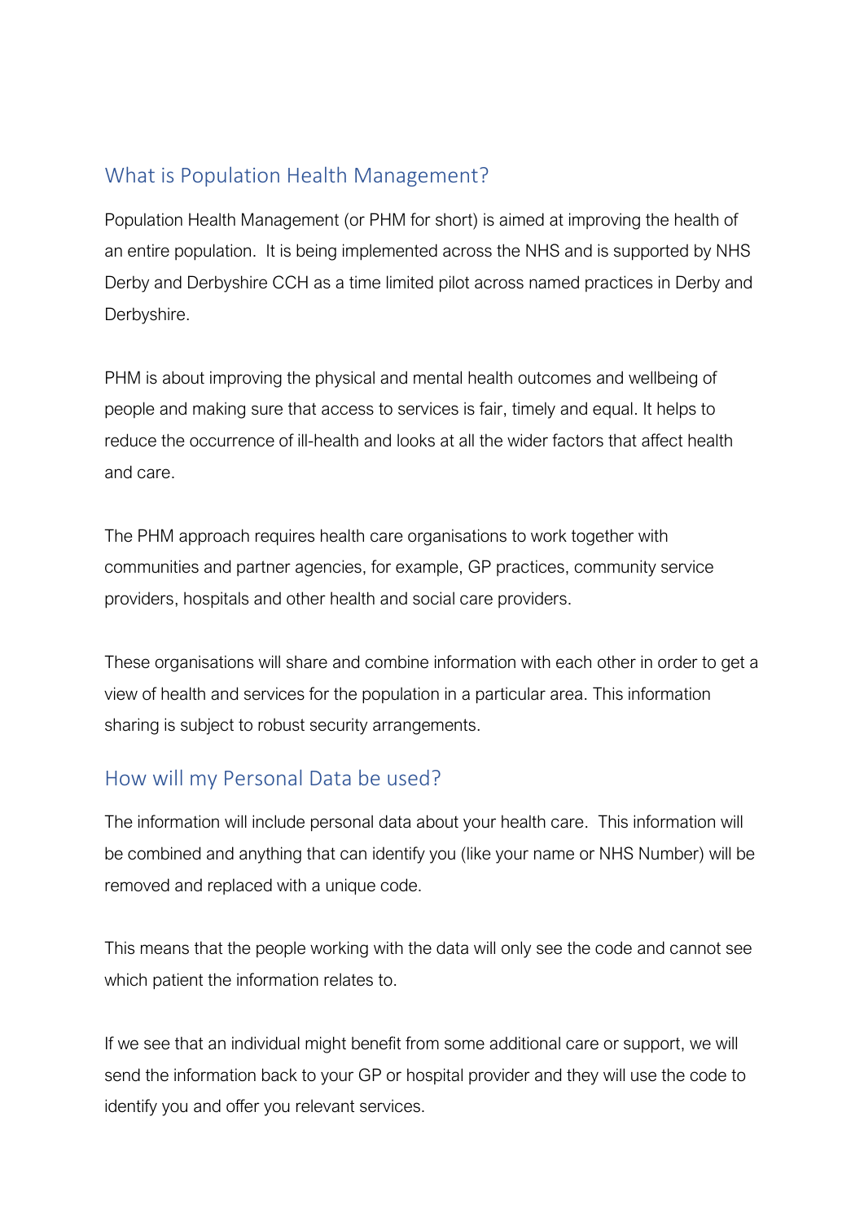## What is Population Health Management?

Population Health Management (or PHM for short) is aimed at improving the health of an entire population. It is being implemented across the NHS and is supported by NHS Derby and Derbyshire CCH as a time limited pilot across named practices in Derby and Derbyshire.

PHM is about improving the physical and mental health outcomes and wellbeing of people and making sure that access to services is fair, timely and equal. It helps to reduce the occurrence of ill-health and looks at all the wider factors that affect health and care.

The PHM approach requires health care organisations to work together with communities and partner agencies, for example, GP practices, community service providers, hospitals and other health and social care providers.

These organisations will share and combine information with each other in order to get a view of health and services for the population in a particular area. This information sharing is subject to robust security arrangements.

## How will my Personal Data be used?

The information will include personal data about your health care. This information will be combined and anything that can identify you (like your name or NHS Number) will be removed and replaced with a unique code.

This means that the people working with the data will only see the code and cannot see which patient the information relates to.

If we see that an individual might benefit from some additional care or support, we will send the information back to your GP or hospital provider and they will use the code to identify you and offer you relevant services.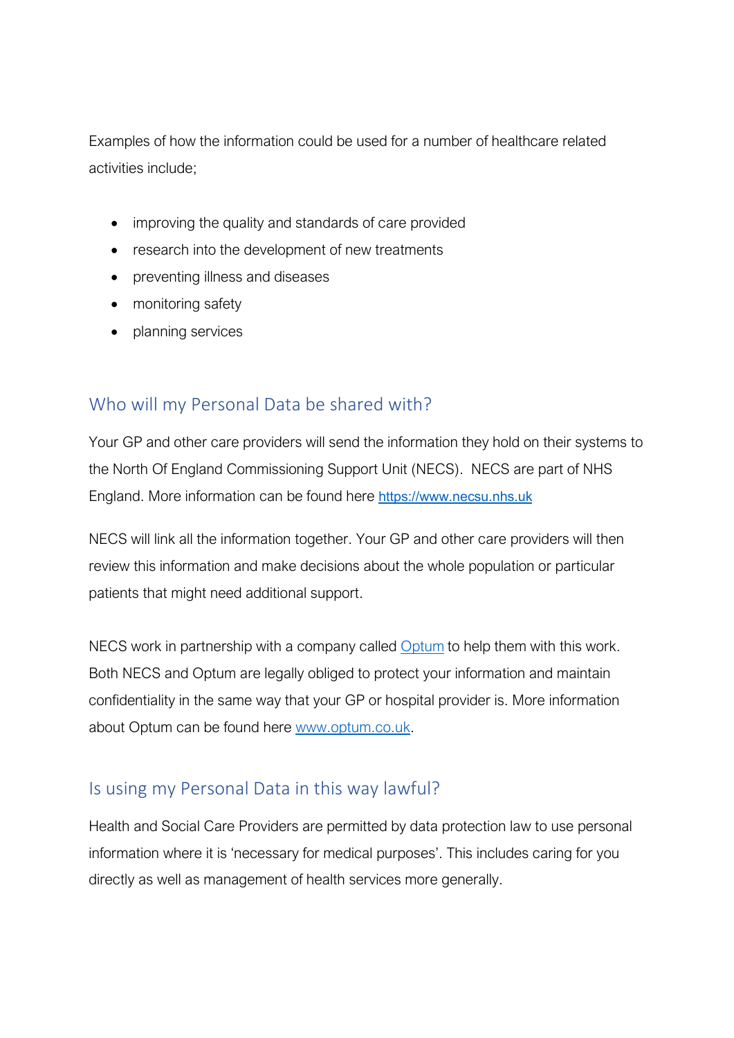Examples of how the information could be used for a number of healthcare related activities include;

- improving the quality and standards of care provided
- research into the development of new treatments
- preventing illness and diseases
- monitoring safety
- planning services

## Who will my Personal Data be shared with?

Your GP and other care providers will send the information they hold on their systems to the North Of England Commissioning Support Unit (NECS). NECS are part of NHS England. More information can be found here https://www.necsu.nhs.uk

NECS will link all the information together. Your GP and other care providers will then review this information and make decisions about the whole population or particular patients that might need additional support.

NECS work in partnership with a company called Optum to help them with this work. Both NECS and Optum are legally obliged to protect your information and maintain confidentiality in the same way that your GP or hospital provider is. More information about Optum can be found here www.optum.co.uk.

## Is using my Personal Data in this way lawful?

Health and Social Care Providers are permitted by data protection law to use personal information where it is 'necessary for medical purposes'. This includes caring for you directly as well as management of health services more generally.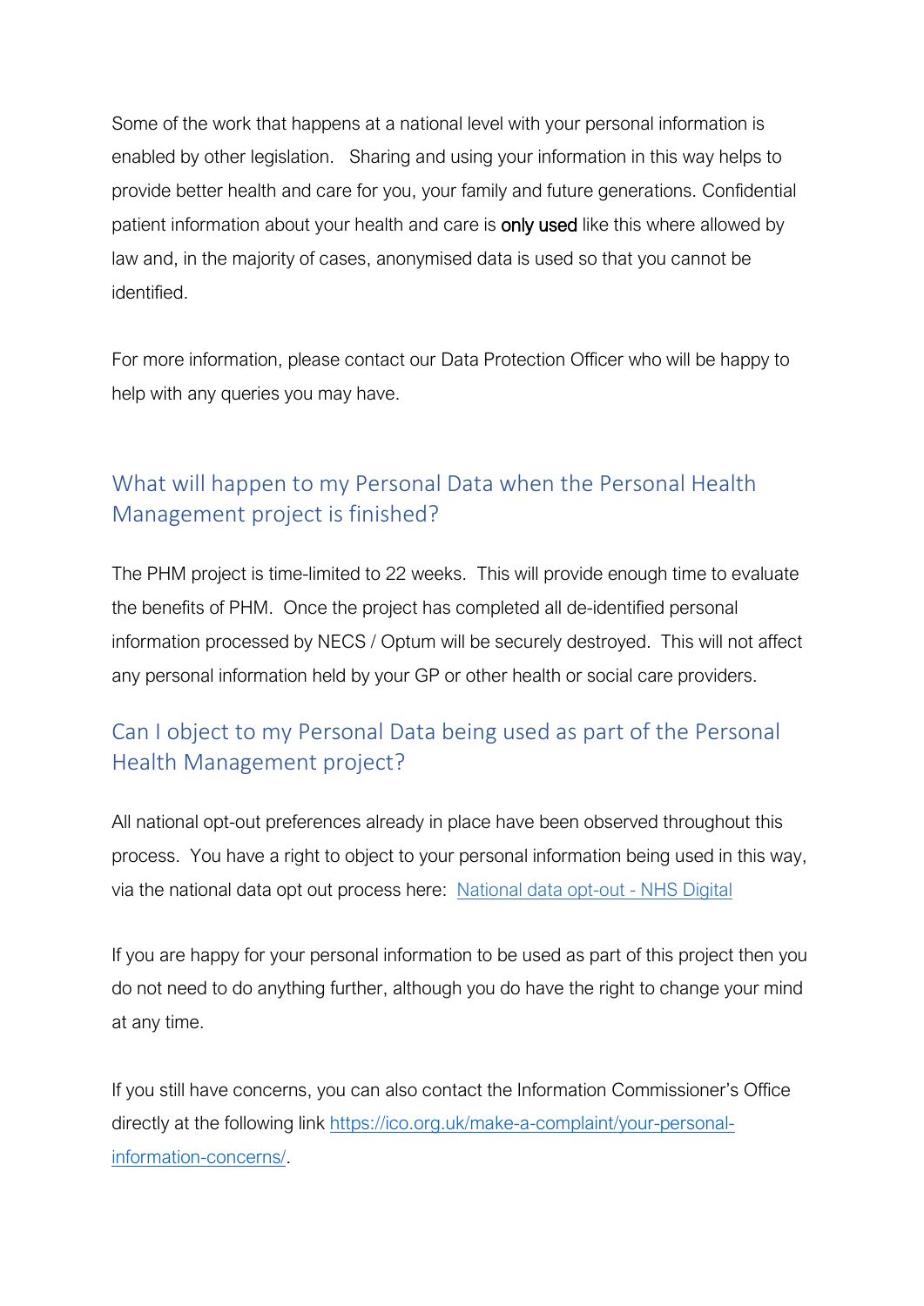Some of the work that happens at a national level with your personal information is enabled by other legislation. Sharing and using your information in this way helps to provide better health and care for you, your family and future generations. Confidential patient information about your health and care is only used like this where allowed by law and, in the majority of cases, anonymised data is used so that you cannot be identified.

For more information, please contact our Data Protection Officer who will be happy to help with any queries you may have.

## What will happen to my Personal Data when the Personal Health Management project is finished?

The PHM project is time-limited to 22 weeks. This will provide enough time to evaluate the benefits of PHM. Once the project has completed all de-identified personal information processed by NECS / Optum will be securely destroyed. This will not affect any personal information held by your GP or other health or social care providers.

## Can I object to my Personal Data being used as part of the Personal Health Management project?

All national opt-out preferences already in place have been observed throughout this process. You have a right to object to your personal information being used in this way, via the national data opt out process here: [National data opt-out - NHS Digital]()

If you are happy for your personal information to be used as part of this project then you do not need to do anything further, although you do have the right to change your mind at any time.

If you still have concerns, you can also contact the Information Commissioner's Office directly at the following link [https://ico.org.uk/make-a-complaint/your-personal-information-concerns/](https://ico.org.uk/make-a-complaint/your-personal-information-concerns/).